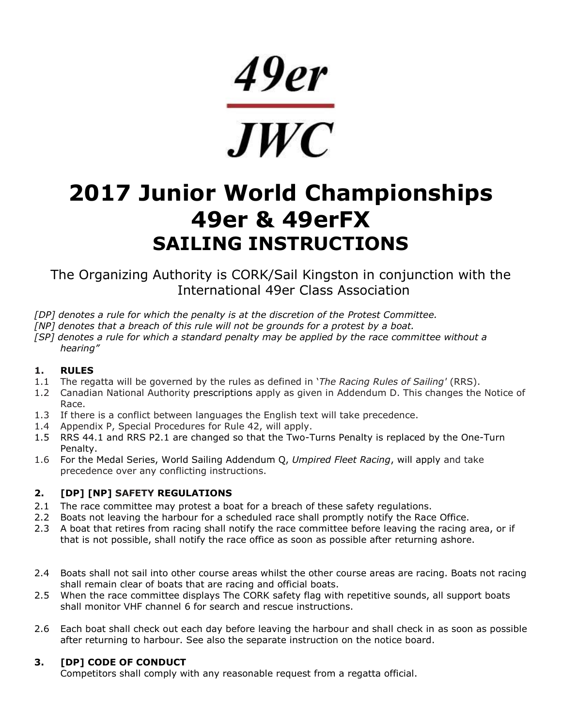# 49er

# JWC

# 2017 Junior World Championships 49er & 49erFX

## SAILING INSTRUCTIONS

The Organizing Authority is CORK/Sail Kingston in conjunction with the International 49er Class Association

*[DP] denotes a rule for which the penalty is at the discretion of the Protest Committee.*
*[NP] denotes that a breach of this rule will not be grounds for a protest by a boat.*
*[SP] denotes a rule for which a standard penalty may be applied by the race committee without a hearing"*

### 1. RULES

1.1 The regatta will be governed by the rules as defined in '*The Racing Rules of Sailing'* (RRS).

1.2 Canadian National Authority prescriptions apply as given in Addendum D. This changes the Notice of Race.

1.3 If there is a conflict between languages the English text will take precedence.

1.4 Appendix P, Special Procedures for Rule 42, will apply.

1.5 RRS 44.1 and RRS P2.1 are changed so that the Two-Turns Penalty is replaced by the One-Turn Penalty.

1.6 For the Medal Series, World Sailing Addendum Q, *Umpired Fleet Racing*, will apply and take precedence over any conflicting instructions.

### 2. [DP] [NP] SAFETY REGULATIONS

2.1 The race committee may protest a boat for a breach of these safety regulations.

2.2 Boats not leaving the harbour for a scheduled race shall promptly notify the Race Office.

2.3 A boat that retires from racing shall notify the race committee before leaving the racing area, or if that is not possible, shall notify the race office as soon as possible after returning ashore.

2.4 Boats shall not sail into other course areas whilst the other course areas are racing. Boats not racing shall remain clear of boats that are racing and official boats.

2.5 When the race committee displays The CORK safety flag with repetitive sounds, all support boats shall monitor VHF channel 6 for search and rescue instructions.

2.6 Each boat shall check out each day before leaving the harbour and shall check in as soon as possible after returning to harbour. See also the separate instruction on the notice board.

### 3. [DP] CODE OF CONDUCT

Competitors shall comply with any reasonable request from a regatta official.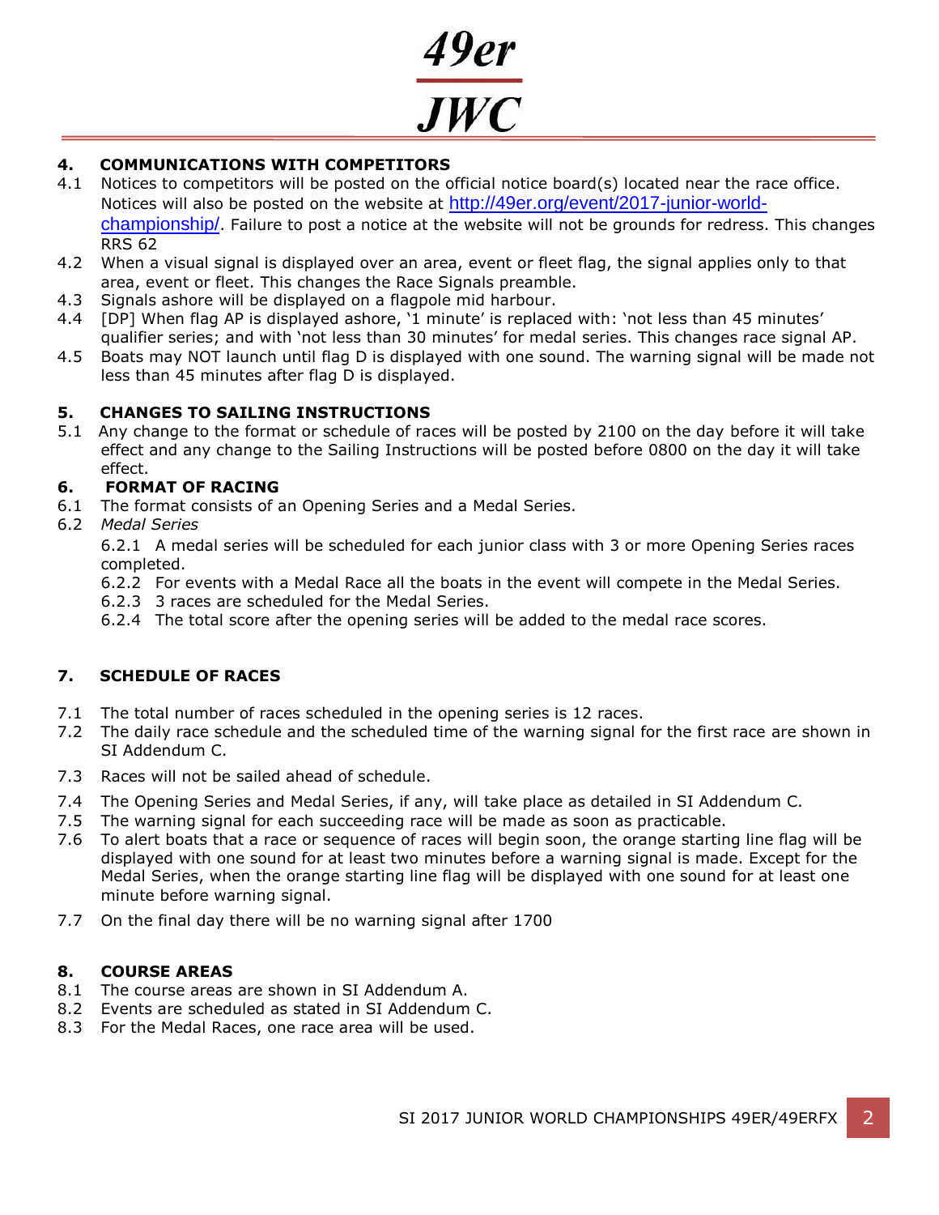## 4. COMMUNICATIONS WITH COMPETITORS

4.1 Notices to competitors will be posted on the official notice board(s) located near the race office. Notices will also be posted on the website at http://49er.org/event/2017-junior-world-championship/. Failure to post a notice at the website will not be grounds for redress. This changes RRS 62

4.2 When a visual signal is displayed over an area, event or fleet flag, the signal applies only to that area, event or fleet. This changes the Race Signals preamble.

4.3 Signals ashore will be displayed on a flagpole mid harbour.

4.4 [DP] When flag AP is displayed ashore, '1 minute' is replaced with: 'not less than 45 minutes' qualifier series; and with 'not less than 30 minutes' for medal series. This changes race signal AP.

4.5 Boats may NOT launch until flag D is displayed with one sound. The warning signal will be made not less than 45 minutes after flag D is displayed.

## 5. CHANGES TO SAILING INSTRUCTIONS

5.1 Any change to the format or schedule of races will be posted by 2100 on the day before it will take effect and any change to the Sailing Instructions will be posted before 0800 on the day it will take effect.

## 6. FORMAT OF RACING

6.1 The format consists of an Opening Series and a Medal Series.

6.2 *Medal Series*

6.2.1 A medal series will be scheduled for each junior class with 3 or more Opening Series races completed.

6.2.2 For events with a Medal Race all the boats in the event will compete in the Medal Series.

6.2.3 3 races are scheduled for the Medal Series.

6.2.4 The total score after the opening series will be added to the medal race scores.

## 7. SCHEDULE OF RACES

7.1 The total number of races scheduled in the opening series is 12 races.

7.2 The daily race schedule and the scheduled time of the warning signal for the first race are shown in SI Addendum C.

7.3 Races will not be sailed ahead of schedule.

7.4 The Opening Series and Medal Series, if any, will take place as detailed in SI Addendum C.

7.5 The warning signal for each succeeding race will be made as soon as practicable.

7.6 To alert boats that a race or sequence of races will begin soon, the orange starting line flag will be displayed with one sound for at least two minutes before a warning signal is made. Except for the Medal Series, when the orange starting line flag will be displayed with one sound for at least one minute before warning signal.

7.7 On the final day there will be no warning signal after 1700

## 8. COURSE AREAS

8.1 The course areas are shown in SI Addendum A.

8.2 Events are scheduled as stated in SI Addendum C.

8.3 For the Medal Races, one race area will be used.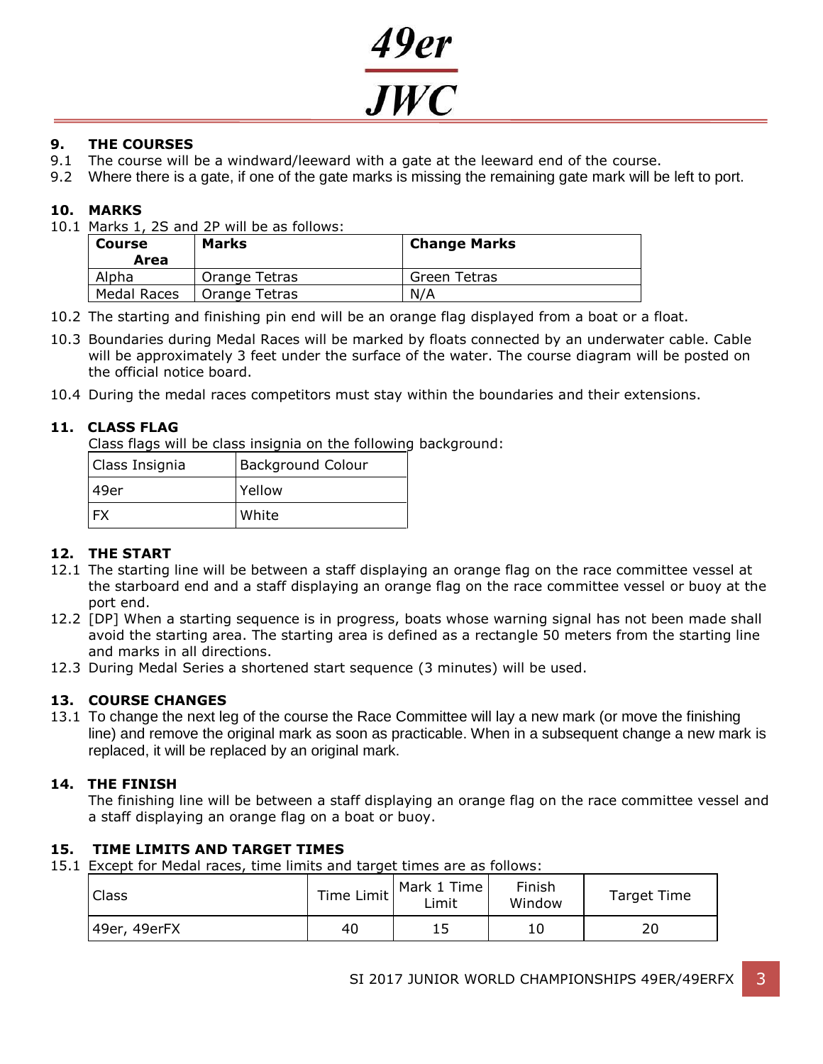## 9. THE COURSES

9.1 The course will be a windward/leeward with a gate at the leeward end of the course.

9.2 Where there is a gate, if one of the gate marks is missing the remaining gate mark will be left to port.

## 10. MARKS

10.1 Marks 1, 2S and 2P will be as follows:

| Course Area | Marks | Change Marks |
|---|---|---|
| Alpha | Orange Tetras | Green Tetras |
| Medal Races | Orange Tetras | N/A |

10.2 The starting and finishing pin end will be an orange flag displayed from a boat or a float.

10.3 Boundaries during Medal Races will be marked by floats connected by an underwater cable. Cable will be approximately 3 feet under the surface of the water. The course diagram will be posted on the official notice board.

10.4 During the medal races competitors must stay within the boundaries and their extensions.

## 11. CLASS FLAG

Class flags will be class insignia on the following background:

| Class Insignia | Background Colour |
|---|---|
| 49er | Yellow |
| FX | White |

## 12. THE START

12.1 The starting line will be between a staff displaying an orange flag on the race committee vessel at the starboard end and a staff displaying an orange flag on the race committee vessel or buoy at the port end.

12.2 [DP] When a starting sequence is in progress, boats whose warning signal has not been made shall avoid the starting area. The starting area is defined as a rectangle 50 meters from the starting line and marks in all directions.

12.3 During Medal Series a shortened start sequence (3 minutes) will be used.

## 13. COURSE CHANGES

13.1 To change the next leg of the course the Race Committee will lay a new mark (or move the finishing line) and remove the original mark as soon as practicable. When in a subsequent change a new mark is replaced, it will be replaced by an original mark.

## 14. THE FINISH

The finishing line will be between a staff displaying an orange flag on the race committee vessel and a staff displaying an orange flag on a boat or buoy.

## 15. TIME LIMITS AND TARGET TIMES

15.1 Except for Medal races, time limits and target times are as follows:

| Class | Time Limit | Mark 1 Time Limit | Finish Window | Target Time |
|---|---|---|---|---|
| 49er, 49erFX | 40 | 15 | 10 | 20 |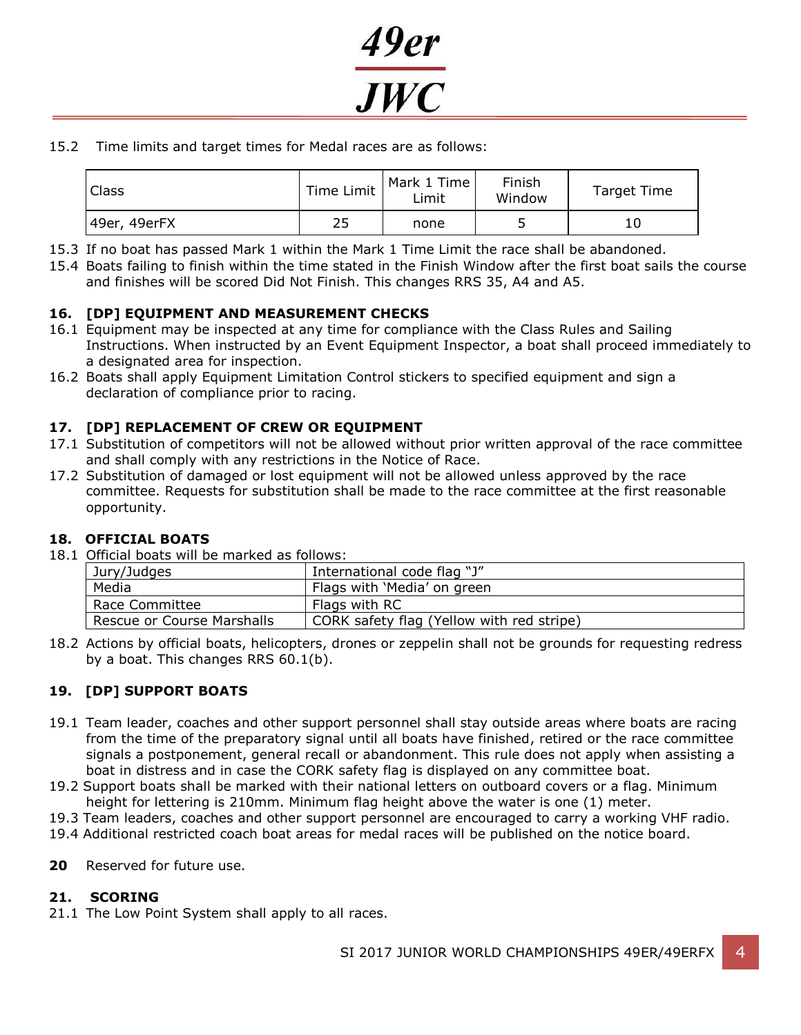15.2 Time limits and target times for Medal races are as follows:

| Class | Time Limit | Mark 1 Time Limit | Finish Window | Target Time |
|---|---|---|---|---|
| 49er, 49erFX | 25 | none | 5 | 10 |

15.3 If no boat has passed Mark 1 within the Mark 1 Time Limit the race shall be abandoned.

15.4 Boats failing to finish within the time stated in the Finish Window after the first boat sails the course and finishes will be scored Did Not Finish. This changes RRS 35, A4 and A5.

### 16. [DP] EQUIPMENT AND MEASUREMENT CHECKS

16.1 Equipment may be inspected at any time for compliance with the Class Rules and Sailing Instructions. When instructed by an Event Equipment Inspector, a boat shall proceed immediately to a designated area for inspection.

16.2 Boats shall apply Equipment Limitation Control stickers to specified equipment and sign a declaration of compliance prior to racing.

### 17. [DP] REPLACEMENT OF CREW OR EQUIPMENT

17.1 Substitution of competitors will not be allowed without prior written approval of the race committee and shall comply with any restrictions in the Notice of Race.

17.2 Substitution of damaged or lost equipment will not be allowed unless approved by the race committee. Requests for substitution shall be made to the race committee at the first reasonable opportunity.

### 18. OFFICIAL BOATS

18.1 Official boats will be marked as follows:

| | |
|---|---|
| Jury/Judges | International code flag "J" |
| Media | Flags with 'Media' on green |
| Race Committee | Flags with RC |
| Rescue or Course Marshalls | CORK safety flag (Yellow with red stripe) |

18.2 Actions by official boats, helicopters, drones or zeppelin shall not be grounds for requesting redress by a boat. This changes RRS 60.1(b).

### 19. [DP] SUPPORT BOATS

19.1 Team leader, coaches and other support personnel shall stay outside areas where boats are racing from the time of the preparatory signal until all boats have finished, retired or the race committee signals a postponement, general recall or abandonment. This rule does not apply when assisting a boat in distress and in case the CORK safety flag is displayed on any committee boat.

19.2 Support boats shall be marked with their national letters on outboard covers or a flag. Minimum height for lettering is 210mm. Minimum flag height above the water is one (1) meter.

19.3 Team leaders, coaches and other support personnel are encouraged to carry a working VHF radio.

19.4 Additional restricted coach boat areas for medal races will be published on the notice board.

**20** Reserved for future use.

### 21. SCORING

21.1 The Low Point System shall apply to all races.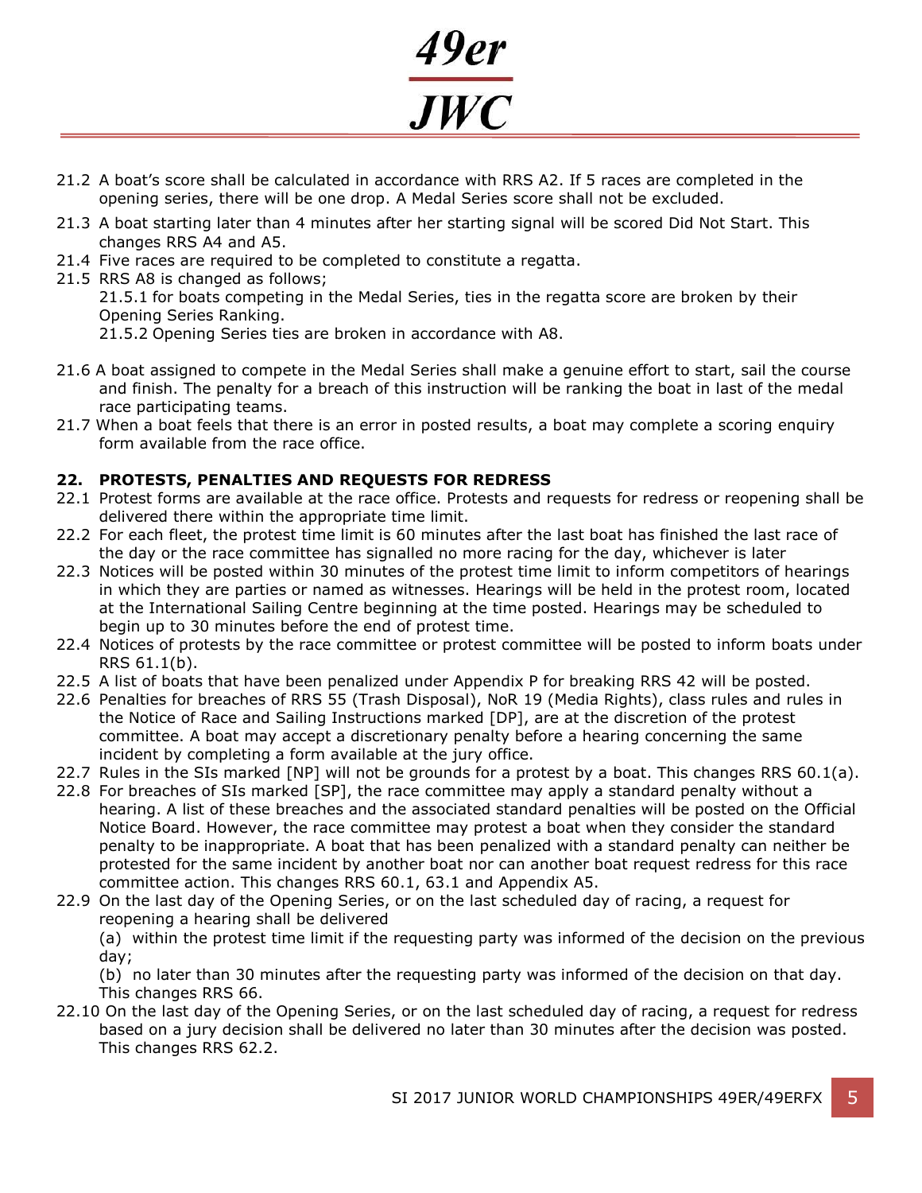21.2 A boat's score shall be calculated in accordance with RRS A2. If 5 races are completed in the opening series, there will be one drop. A Medal Series score shall not be excluded.

21.3 A boat starting later than 4 minutes after her starting signal will be scored Did Not Start. This changes RRS A4 and A5.

21.4 Five races are required to be completed to constitute a regatta.

21.5 RRS A8 is changed as follows;

21.5.1 for boats competing in the Medal Series, ties in the regatta score are broken by their Opening Series Ranking.

21.5.2 Opening Series ties are broken in accordance with A8.

21.6 A boat assigned to compete in the Medal Series shall make a genuine effort to start, sail the course and finish. The penalty for a breach of this instruction will be ranking the boat in last of the medal race participating teams.

21.7 When a boat feels that there is an error in posted results, a boat may complete a scoring enquiry form available from the race office.

## 22. PROTESTS, PENALTIES AND REQUESTS FOR REDRESS

22.1 Protest forms are available at the race office. Protests and requests for redress or reopening shall be delivered there within the appropriate time limit.

22.2 For each fleet, the protest time limit is 60 minutes after the last boat has finished the last race of the day or the race committee has signalled no more racing for the day, whichever is later

22.3 Notices will be posted within 30 minutes of the protest time limit to inform competitors of hearings in which they are parties or named as witnesses. Hearings will be held in the protest room, located at the International Sailing Centre beginning at the time posted. Hearings may be scheduled to begin up to 30 minutes before the end of protest time.

22.4 Notices of protests by the race committee or protest committee will be posted to inform boats under RRS 61.1(b).

22.5 A list of boats that have been penalized under Appendix P for breaking RRS 42 will be posted.

22.6 Penalties for breaches of RRS 55 (Trash Disposal), NoR 19 (Media Rights), class rules and rules in the Notice of Race and Sailing Instructions marked [DP], are at the discretion of the protest committee. A boat may accept a discretionary penalty before a hearing concerning the same incident by completing a form available at the jury office.

22.7 Rules in the SIs marked [NP] will not be grounds for a protest by a boat. This changes RRS 60.1(a).

22.8 For breaches of SIs marked [SP], the race committee may apply a standard penalty without a hearing. A list of these breaches and the associated standard penalties will be posted on the Official Notice Board. However, the race committee may protest a boat when they consider the standard penalty to be inappropriate. A boat that has been penalized with a standard penalty can neither be protested for the same incident by another boat nor can another boat request redress for this race committee action. This changes RRS 60.1, 63.1 and Appendix A5.

22.9 On the last day of the Opening Series, or on the last scheduled day of racing, a request for reopening a hearing shall be delivered

(a) within the protest time limit if the requesting party was informed of the decision on the previous day;

(b) no later than 30 minutes after the requesting party was informed of the decision on that day. This changes RRS 66.

22.10 On the last day of the Opening Series, or on the last scheduled day of racing, a request for redress based on a jury decision shall be delivered no later than 30 minutes after the decision was posted. This changes RRS 62.2.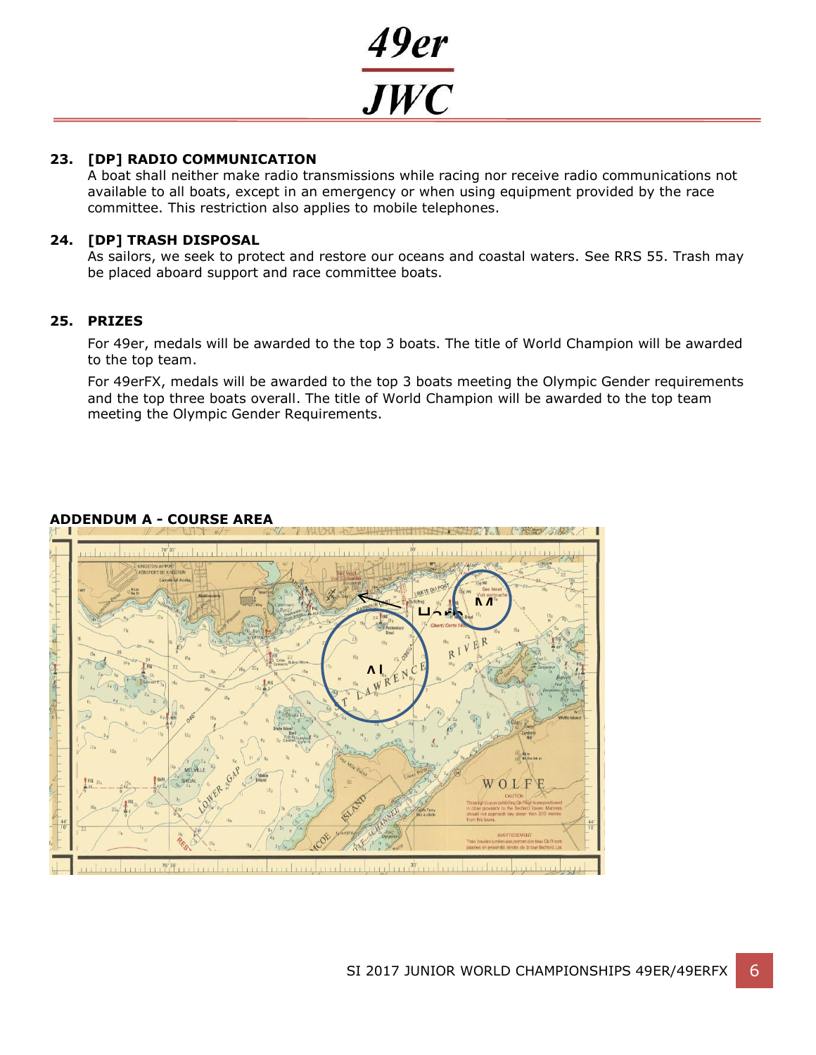## 23. [DP] RADIO COMMUNICATION

A boat shall neither make radio transmissions while racing nor receive radio communications not available to all boats, except in an emergency or when using equipment provided by the race committee. This restriction also applies to mobile telephones.

## 24. [DP] TRASH DISPOSAL

As sailors, we seek to protect and restore our oceans and coastal waters. See RRS 55. Trash may be placed aboard support and race committee boats.

## 25. PRIZES

For 49er, medals will be awarded to the top 3 boats. The title of World Champion will be awarded to the top team.

For 49erFX, medals will be awarded to the top 3 boats meeting the Olympic Gender requirements and the top three boats overall. The title of World Champion will be awarded to the top team meeting the Olympic Gender Requirements.

## ADDENDUM A - COURSE AREA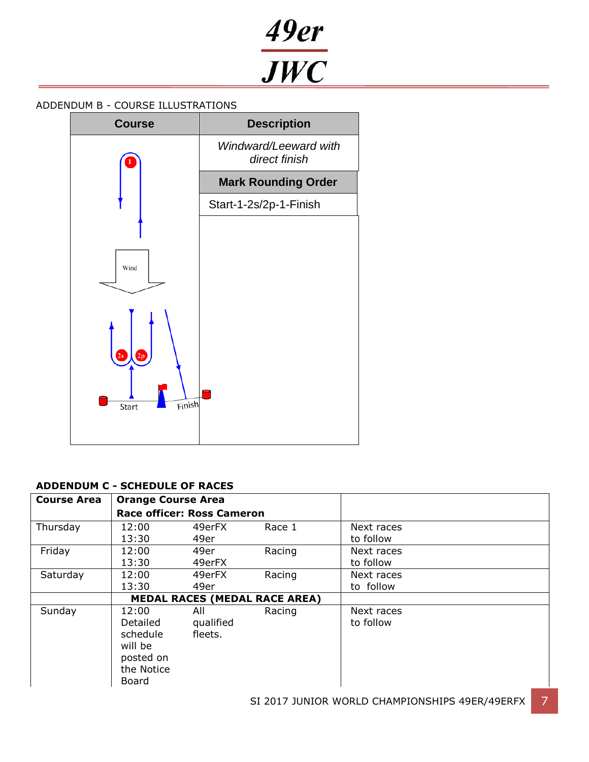ADDENDUM B - COURSE ILLUSTRATIONS

| Course | Description |
|---|---|
| | *Windward/Leeward with direct finish* |
| | **Mark Rounding Order** |
| | Start-1-2s/2p-1-Finish |

**ADDENDUM C - SCHEDULE OF RACES**

| Course Area | Orange Course Area<br>Race officer: Ross Cameron | | | |
|---|---|---|---|---|
| Thursday | 12:00<br>13:30 | 49erFX<br>49er | Race 1 | Next races to follow |
| Friday | 12:00<br>13:30 | 49er<br>49erFX | Racing | Next races to follow |
| Saturday | 12:00<br>13:30 | 49erFX<br>49er | Racing | Next races to follow |
| | **MEDAL RACES (MEDAL RACE AREA)** | | | |
| Sunday | 12:00<br>Detailed schedule will be posted on the Notice Board | All qualified fleets. | Racing | Next races to follow |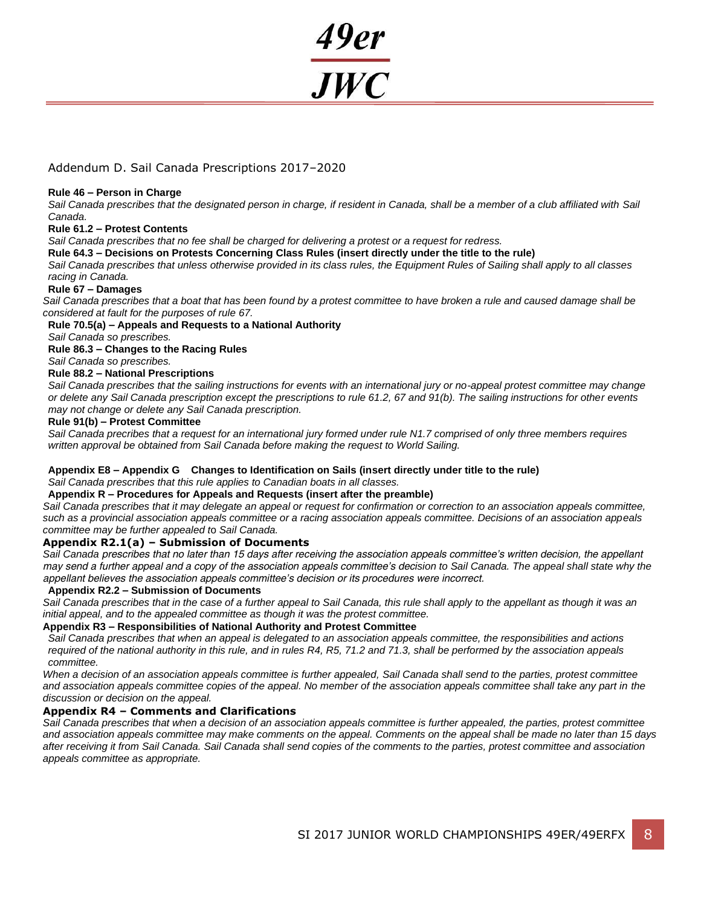## Addendum D. Sail Canada Prescriptions 2017–2020

**Rule 46 – Person in Charge**

*Sail Canada prescribes that the designated person in charge, if resident in Canada, shall be a member of a club affiliated with Sail Canada.*

**Rule 61.2 – Protest Contents**

*Sail Canada prescribes that no fee shall be charged for delivering a protest or a request for redress.*

**Rule 64.3 – Decisions on Protests Concerning Class Rules (insert directly under the title to the rule)**

*Sail Canada prescribes that unless otherwise provided in its class rules, the Equipment Rules of Sailing shall apply to all classes racing in Canada.*

**Rule 67 – Damages**

*Sail Canada prescribes that a boat that has been found by a protest committee to have broken a rule and caused damage shall be considered at fault for the purposes of rule 67.*

**Rule 70.5(a) – Appeals and Requests to a National Authority**

*Sail Canada so prescribes.*

**Rule 86.3 – Changes to the Racing Rules**

*Sail Canada so prescribes.*

**Rule 88.2 – National Prescriptions**

*Sail Canada prescribes that the sailing instructions for events with an international jury or no-appeal protest committee may change or delete any Sail Canada prescription except the prescriptions to rule 61.2, 67 and 91(b). The sailing instructions for other events may not change or delete any Sail Canada prescription.*

**Rule 91(b) – Protest Committee**

*Sail Canada precribes that a request for an international jury formed under rule N1.7 comprised of only three members requires written approval be obtained from Sail Canada before making the request to World Sailing.*

**Appendix E8 – Appendix G Changes to Identification on Sails (insert directly under title to the rule)**

*Sail Canada prescribes that this rule applies to Canadian boats in all classes.*

**Appendix R – Procedures for Appeals and Requests (insert after the preamble)**

*Sail Canada prescribes that it may delegate an appeal or request for confirmation or correction to an association appeals committee, such as a provincial association appeals committee or a racing association appeals committee. Decisions of an association appeals committee may be further appealed to Sail Canada.*

**Appendix R2.1(a) – Submission of Documents**

*Sail Canada prescribes that no later than 15 days after receiving the association appeals committee's written decision, the appellant may send a further appeal and a copy of the association appeals committee's decision to Sail Canada. The appeal shall state why the appellant believes the association appeals committee's decision or its procedures were incorrect.*

**Appendix R2.2 – Submission of Documents**

*Sail Canada prescribes that in the case of a further appeal to Sail Canada, this rule shall apply to the appellant as though it was an initial appeal, and to the appealed committee as though it was the protest committee.*

**Appendix R3 – Responsibilities of National Authority and Protest Committee**

*Sail Canada prescribes that when an appeal is delegated to an association appeals committee, the responsibilities and actions required of the national authority in this rule, and in rules R4, R5, 71.2 and 71.3, shall be performed by the association appeals committee.*

*When a decision of an association appeals committee is further appealed, Sail Canada shall send to the parties, protest committee and association appeals committee copies of the appeal. No member of the association appeals committee shall take any part in the discussion or decision on the appeal.*

**Appendix R4 – Comments and Clarifications**

*Sail Canada prescribes that when a decision of an association appeals committee is further appealed, the parties, protest committee and association appeals committee may make comments on the appeal. Comments on the appeal shall be made no later than 15 days after receiving it from Sail Canada. Sail Canada shall send copies of the comments to the parties, protest committee and association appeals committee as appropriate.*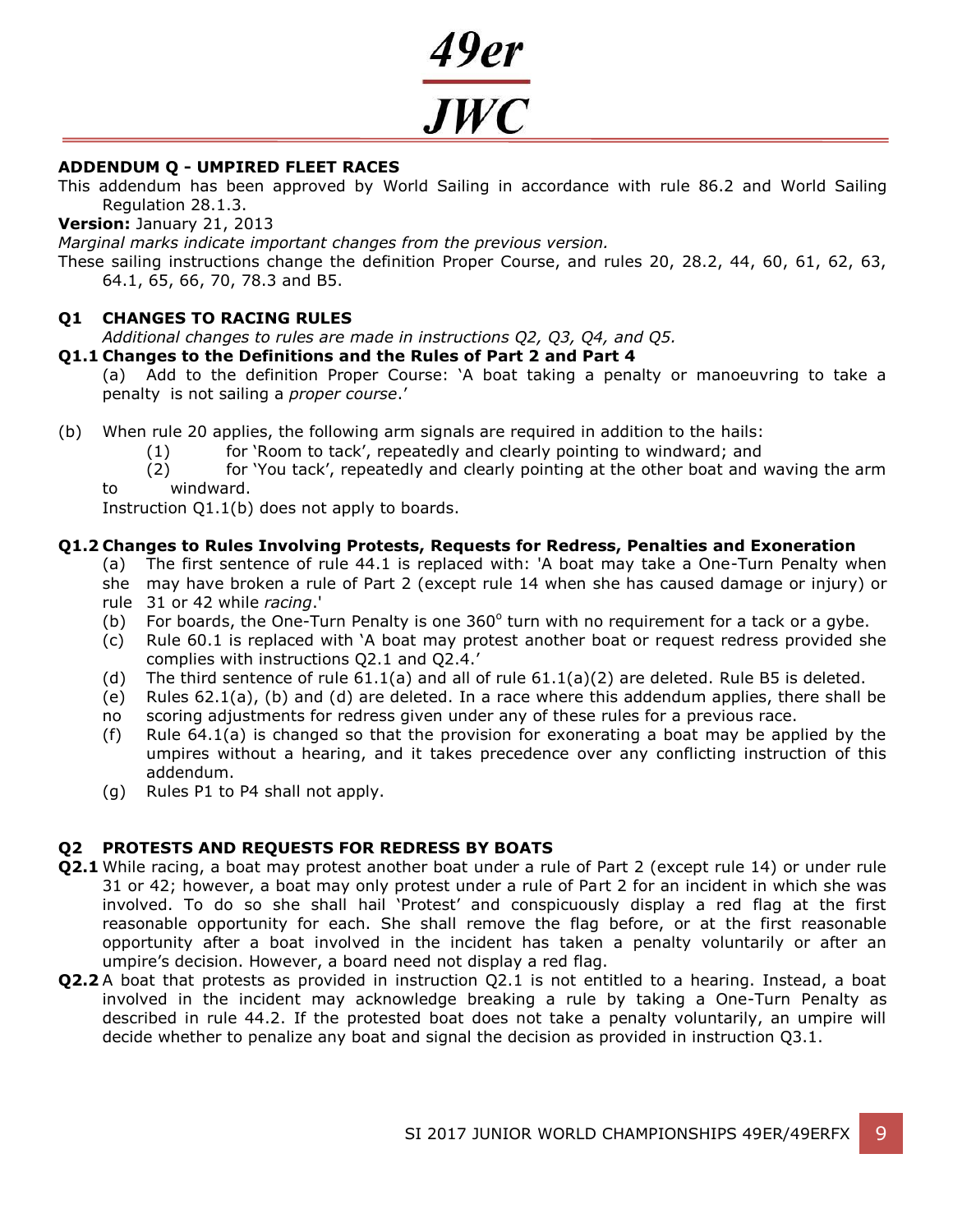## ADDENDUM Q - UMPIRED FLEET RACES

This addendum has been approved by World Sailing in accordance with rule 86.2 and World Sailing Regulation 28.1.3.

**Version:** January 21, 2013

*Marginal marks indicate important changes from the previous version.*

These sailing instructions change the definition Proper Course, and rules 20, 28.2, 44, 60, 61, 62, 63, 64.1, 65, 66, 70, 78.3 and B5.

### Q1 CHANGES TO RACING RULES

*Additional changes to rules are made in instructions Q2, Q3, Q4, and Q5.*

**Q1.1 Changes to the Definitions and the Rules of Part 2 and Part 4**

(a) Add to the definition Proper Course: 'A boat taking a penalty or manoeuvring to take a penalty is not sailing a *proper course*.'

(b) When rule 20 applies, the following arm signals are required in addition to the hails:

(1) for 'Room to tack', repeatedly and clearly pointing to windward; and

(2) for 'You tack', repeatedly and clearly pointing at the other boat and waving the arm to windward.

Instruction Q1.1(b) does not apply to boards.

**Q1.2 Changes to Rules Involving Protests, Requests for Redress, Penalties and Exoneration**

(a) The first sentence of rule 44.1 is replaced with: 'A boat may take a One-Turn Penalty when she may have broken a rule of Part 2 (except rule 14 when she has caused damage or injury) or rule 31 or 42 while *racing*.'

(b) For boards, the One-Turn Penalty is one 360° turn with no requirement for a tack or a gybe.

(c) Rule 60.1 is replaced with 'A boat may protest another boat or request redress provided she complies with instructions Q2.1 and Q2.4.'

(d) The third sentence of rule 61.1(a) and all of rule 61.1(a)(2) are deleted. Rule B5 is deleted.

(e) Rules 62.1(a), (b) and (d) are deleted. In a race where this addendum applies, there shall be no scoring adjustments for redress given under any of these rules for a previous race.

(f) Rule 64.1(a) is changed so that the provision for exonerating a boat may be applied by the umpires without a hearing, and it takes precedence over any conflicting instruction of this addendum.

(g) Rules P1 to P4 shall not apply.

### Q2 PROTESTS AND REQUESTS FOR REDRESS BY BOATS

**Q2.1** While racing, a boat may protest another boat under a rule of Part 2 (except rule 14) or under rule 31 or 42; however, a boat may only protest under a rule of Part 2 for an incident in which she was involved. To do so she shall hail 'Protest' and conspicuously display a red flag at the first reasonable opportunity for each. She shall remove the flag before, or at the first reasonable opportunity after a boat involved in the incident has taken a penalty voluntarily or after an umpire's decision. However, a board need not display a red flag.

**Q2.2** A boat that protests as provided in instruction Q2.1 is not entitled to a hearing. Instead, a boat involved in the incident may acknowledge breaking a rule by taking a One-Turn Penalty as described in rule 44.2. If the protested boat does not take a penalty voluntarily, an umpire will decide whether to penalize any boat and signal the decision as provided in instruction Q3.1.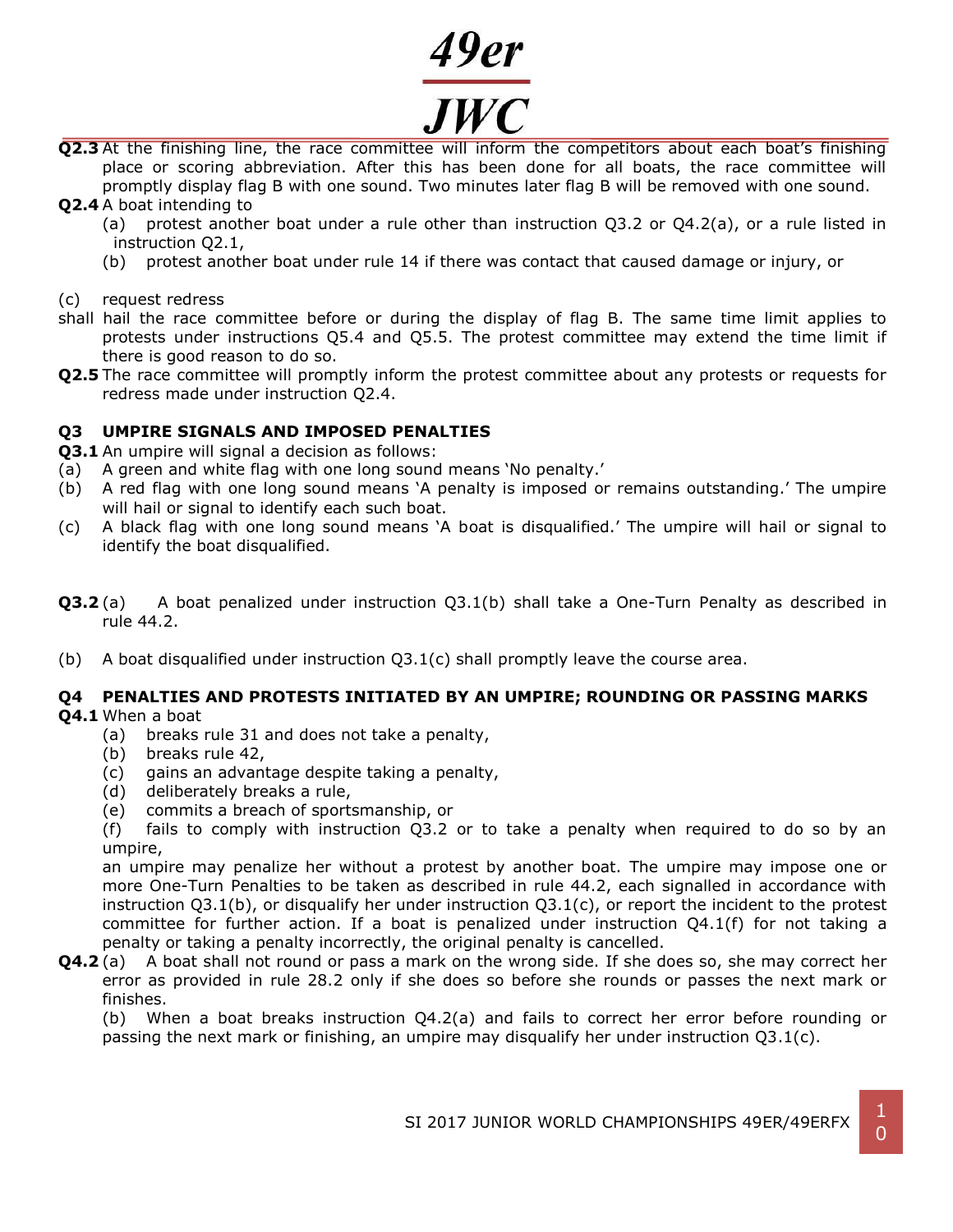**Q2.3** At the finishing line, the race committee will inform the competitors about each boat's finishing place or scoring abbreviation. After this has been done for all boats, the race committee will promptly display flag B with one sound. Two minutes later flag B will be removed with one sound.

**Q2.4** A boat intending to

(a) protest another boat under a rule other than instruction Q3.2 or Q4.2(a), or a rule listed in instruction Q2.1,

(b) protest another boat under rule 14 if there was contact that caused damage or injury, or

(c) request redress

shall hail the race committee before or during the display of flag B. The same time limit applies to protests under instructions Q5.4 and Q5.5. The protest committee may extend the time limit if there is good reason to do so.

**Q2.5** The race committee will promptly inform the protest committee about any protests or requests for redress made under instruction Q2.4.

## Q3 UMPIRE SIGNALS AND IMPOSED PENALTIES

**Q3.1** An umpire will signal a decision as follows:

(a) A green and white flag with one long sound means 'No penalty.'

(b) A red flag with one long sound means 'A penalty is imposed or remains outstanding.' The umpire will hail or signal to identify each such boat.

(c) A black flag with one long sound means 'A boat is disqualified.' The umpire will hail or signal to identify the boat disqualified.

**Q3.2** (a) A boat penalized under instruction Q3.1(b) shall take a One-Turn Penalty as described in rule 44.2.

(b) A boat disqualified under instruction Q3.1(c) shall promptly leave the course area.

## Q4 PENALTIES AND PROTESTS INITIATED BY AN UMPIRE; ROUNDING OR PASSING MARKS

**Q4.1** When a boat

(a) breaks rule 31 and does not take a penalty,

(b) breaks rule 42,

(c) gains an advantage despite taking a penalty,

(d) deliberately breaks a rule,

(e) commits a breach of sportsmanship, or

(f) fails to comply with instruction Q3.2 or to take a penalty when required to do so by an umpire,

an umpire may penalize her without a protest by another boat. The umpire may impose one or more One-Turn Penalties to be taken as described in rule 44.2, each signalled in accordance with instruction Q3.1(b), or disqualify her under instruction Q3.1(c), or report the incident to the protest committee for further action. If a boat is penalized under instruction Q4.1(f) for not taking a penalty or taking a penalty incorrectly, the original penalty is cancelled.

**Q4.2** (a) A boat shall not round or pass a mark on the wrong side. If she does so, she may correct her error as provided in rule 28.2 only if she does so before she rounds or passes the next mark or finishes.

(b) When a boat breaks instruction Q4.2(a) and fails to correct her error before rounding or passing the next mark or finishing, an umpire may disqualify her under instruction Q3.1(c).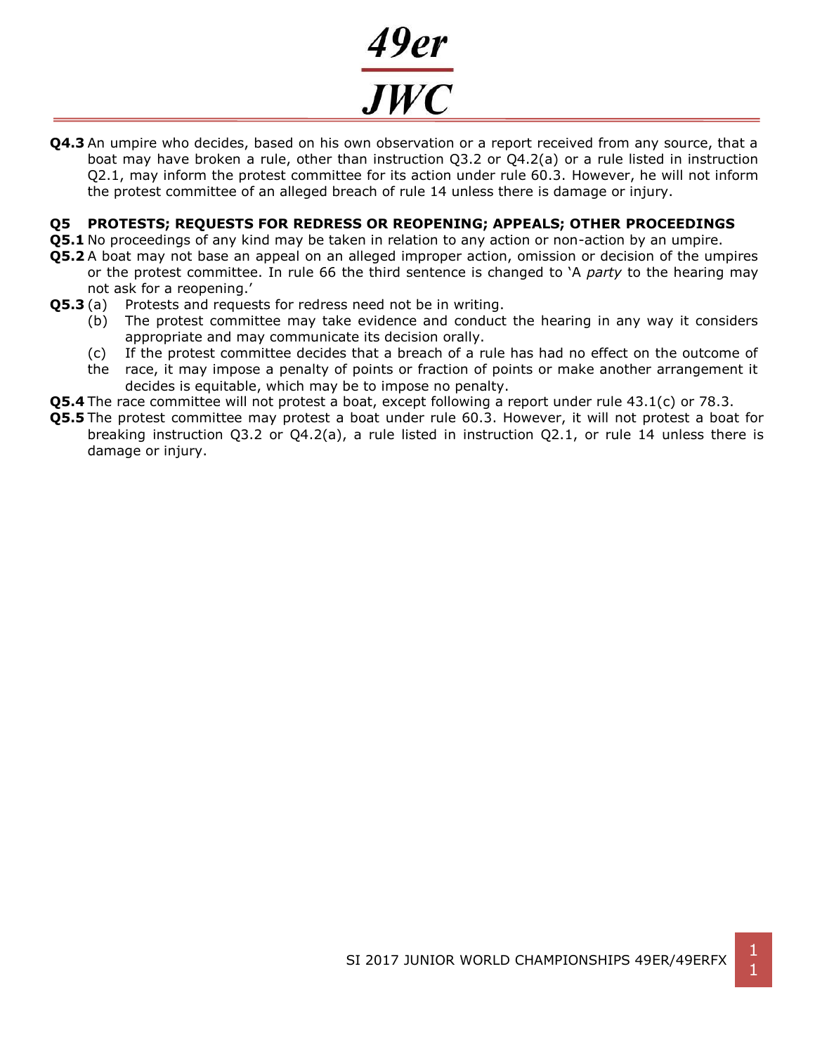**Q4.3** An umpire who decides, based on his own observation or a report received from any source, that a boat may have broken a rule, other than instruction Q3.2 or Q4.2(a) or a rule listed in instruction Q2.1, may inform the protest committee for its action under rule 60.3. However, he will not inform the protest committee of an alleged breach of rule 14 unless there is damage or injury.

## Q5 PROTESTS; REQUESTS FOR REDRESS OR REOPENING; APPEALS; OTHER PROCEEDINGS

**Q5.1** No proceedings of any kind may be taken in relation to any action or non-action by an umpire.

**Q5.2** A boat may not base an appeal on an alleged improper action, omission or decision of the umpires or the protest committee. In rule 66 the third sentence is changed to 'A *party* to the hearing may not ask for a reopening.'

**Q5.3** (a) Protests and requests for redress need not be in writing.

(b) The protest committee may take evidence and conduct the hearing in any way it considers appropriate and may communicate its decision orally.

(c) If the protest committee decides that a breach of a rule has had no effect on the outcome of the race, it may impose a penalty of points or fraction of points or make another arrangement it decides is equitable, which may be to impose no penalty.

**Q5.4** The race committee will not protest a boat, except following a report under rule 43.1(c) or 78.3.

**Q5.5** The protest committee may protest a boat under rule 60.3. However, it will not protest a boat for breaking instruction Q3.2 or Q4.2(a), a rule listed in instruction Q2.1, or rule 14 unless there is damage or injury.